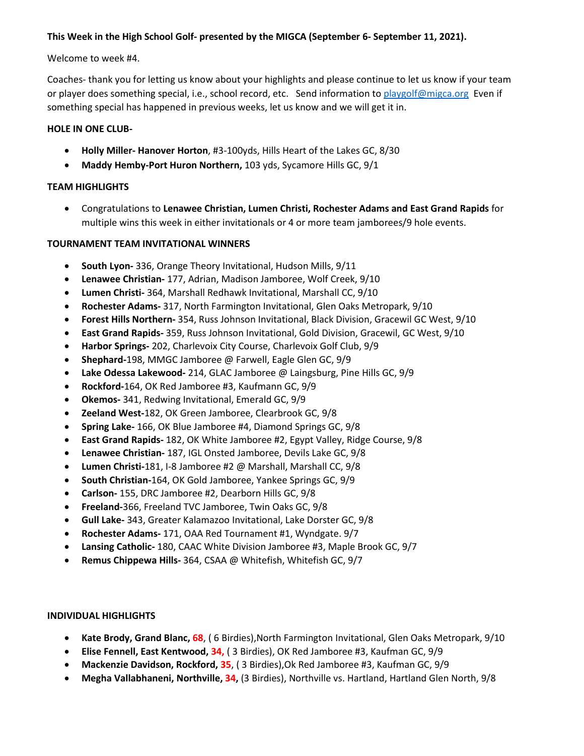**This Week in the High School Golf- presented by the MIGCA (September 6- September 11, 2021).**

Welcome to week #4.

Coaches- thank you for letting us know about your highlights and please continue to let us know if your team or player does something special, i.e., school record, etc. Send information to playgolf@migca.org Even if something special has happened in previous weeks, let us know and we will get it in.

**HOLE IN ONE CLUB-**

- **Holly Miller- Hanover Horton**, #3-100yds, Hills Heart of the Lakes GC, 8/30
- **Maddy Hemby-Port Huron Northern,** 103 yds, Sycamore Hills GC, 9/1

**TEAM HIGHLIGHTS**

- Congratulations to **Lenawee Christian, Lumen Christi, Rochester Adams and East Grand Rapids** for multiple wins this week in either invitationals or 4 or more team jamborees/9 hole events.

**TOURNAMENT TEAM INVITATIONAL WINNERS**

- **South Lyon-** 336, Orange Theory Invitational, Hudson Mills, 9/11
- **Lenawee Christian-** 177, Adrian, Madison Jamboree, Wolf Creek, 9/10
- **Lumen Christi-** 364, Marshall Redhawk Invitational, Marshall CC, 9/10
- **Rochester Adams-** 317, North Farmington Invitational, Glen Oaks Metropark, 9/10
- **Forest Hills Northern-** 354, Russ Johnson Invitational, Black Division, Gracewil GC West, 9/10
- **East Grand Rapids-** 359, Russ Johnson Invitational, Gold Division, Gracewil, GC West, 9/10
- **Harbor Springs-** 202, Charlevoix City Course, Charlevoix Golf Club, 9/9
- **Shephard-**198, MMGC Jamboree @ Farwell, Eagle Glen GC, 9/9
- **Lake Odessa Lakewood-** 214, GLAC Jamboree @ Laingsburg, Pine Hills GC, 9/9
- **Rockford-**164, OK Red Jamboree #3, Kaufmann GC, 9/9
- **Okemos-** 341, Redwing Invitational, Emerald GC, 9/9
- **Zeeland West-**182, OK Green Jamboree, Clearbrook GC, 9/8
- **Spring Lake-** 166, OK Blue Jamboree #4, Diamond Springs GC, 9/8
- **East Grand Rapids-** 182, OK White Jamboree #2, Egypt Valley, Ridge Course, 9/8
- **Lenawee Christian-** 187, IGL Onsted Jamboree, Devils Lake GC, 9/8
- **Lumen Christi-**181, I-8 Jamboree #2 @ Marshall, Marshall CC, 9/8
- **South Christian-**164, OK Gold Jamboree, Yankee Springs GC, 9/9
- **Carlson-** 155, DRC Jamboree #2, Dearborn Hills GC, 9/8
- **Freeland-**366, Freeland TVC Jamboree, Twin Oaks GC, 9/8
- **Gull Lake-** 343, Greater Kalamazoo Invitational, Lake Dorster GC, 9/8
- **Rochester Adams-** 171, OAA Red Tournament #1, Wyndgate. 9/7
- **Lansing Catholic-** 180, CAAC White Division Jamboree #3, Maple Brook GC, 9/7
- **Remus Chippewa Hills-** 364, CSAA @ Whitefish, Whitefish GC, 9/7

**INDIVIDUAL HIGHLIGHTS**

- **Kate Brody, Grand Blanc, 68**, ( 6 Birdies),North Farmington Invitational, Glen Oaks Metropark, 9/10
- **Elise Fennell, East Kentwood, 34,** ( 3 Birdies), OK Red Jamboree #3, Kaufman GC, 9/9
- **Mackenzie Davidson, Rockford, 35**, ( 3 Birdies),Ok Red Jamboree #3, Kaufman GC, 9/9
- **Megha Vallabhaneni, Northville, 34,** (3 Birdies), Northville vs. Hartland, Hartland Glen North, 9/8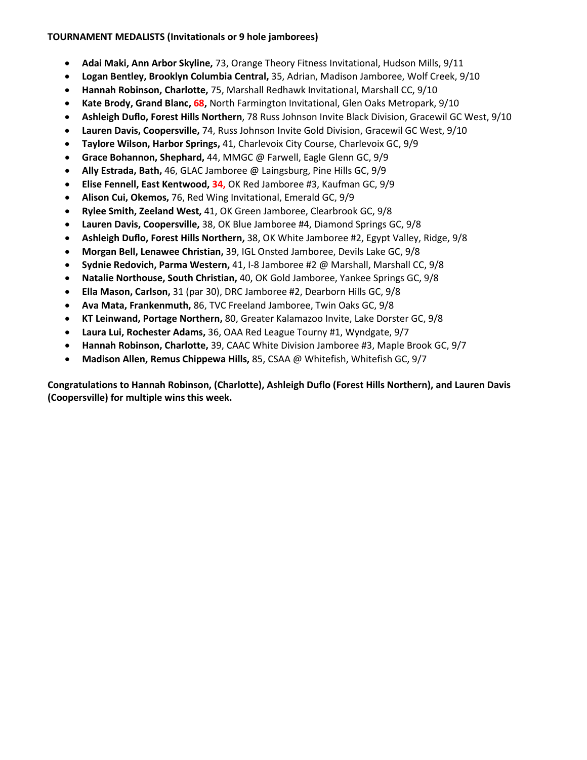**TOURNAMENT MEDALISTS (Invitationals or 9 hole jamborees)**

- **Adai Maki, Ann Arbor Skyline,** 73, Orange Theory Fitness Invitational, Hudson Mills, 9/11
- **Logan Bentley, Brooklyn Columbia Central,** 35, Adrian, Madison Jamboree, Wolf Creek, 9/10
- **Hannah Robinson, Charlotte,** 75, Marshall Redhawk Invitational, Marshall CC, 9/10
- **Kate Brody, Grand Blanc, 68,** North Farmington Invitational, Glen Oaks Metropark, 9/10
- **Ashleigh Duflo, Forest Hills Northern**, 78 Russ Johnson Invite Black Division, Gracewil GC West, 9/10
- **Lauren Davis, Coopersville,** 74, Russ Johnson Invite Gold Division, Gracewil GC West, 9/10
- **Taylore Wilson, Harbor Springs,** 41, Charlevoix City Course, Charlevoix GC, 9/9
- **Grace Bohannon, Shephard,** 44, MMGC @ Farwell, Eagle Glenn GC, 9/9
- **Ally Estrada, Bath,** 46, GLAC Jamboree @ Laingsburg, Pine Hills GC, 9/9
- **Elise Fennell, East Kentwood, 34,** OK Red Jamboree #3, Kaufman GC, 9/9
- **Alison Cui, Okemos,** 76, Red Wing Invitational, Emerald GC, 9/9
- **Rylee Smith, Zeeland West,** 41, OK Green Jamboree, Clearbrook GC, 9/8
- **Lauren Davis, Coopersville,** 38, OK Blue Jamboree #4, Diamond Springs GC, 9/8
- **Ashleigh Duflo, Forest Hills Northern,** 38, OK White Jamboree #2, Egypt Valley, Ridge, 9/8
- **Morgan Bell, Lenawee Christian,** 39, IGL Onsted Jamboree, Devils Lake GC, 9/8
- **Sydnie Redovich, Parma Western,** 41, I-8 Jamboree #2 @ Marshall, Marshall CC, 9/8
- **Natalie Northouse, South Christian,** 40, OK Gold Jamboree, Yankee Springs GC, 9/8
- **Ella Mason, Carlson,** 31 (par 30), DRC Jamboree #2, Dearborn Hills GC, 9/8
- **Ava Mata, Frankenmuth,** 86, TVC Freeland Jamboree, Twin Oaks GC, 9/8
- **KT Leinwand, Portage Northern,** 80, Greater Kalamazoo Invite, Lake Dorster GC, 9/8
- **Laura Lui, Rochester Adams,** 36, OAA Red League Tourny #1, Wyndgate, 9/7
- **Hannah Robinson, Charlotte,** 39, CAAC White Division Jamboree #3, Maple Brook GC, 9/7
- **Madison Allen, Remus Chippewa Hills,** 85, CSAA @ Whitefish, Whitefish GC, 9/7

**Congratulations to Hannah Robinson, (Charlotte), Ashleigh Duflo (Forest Hills Northern), and Lauren Davis (Coopersville) for multiple wins this week.**